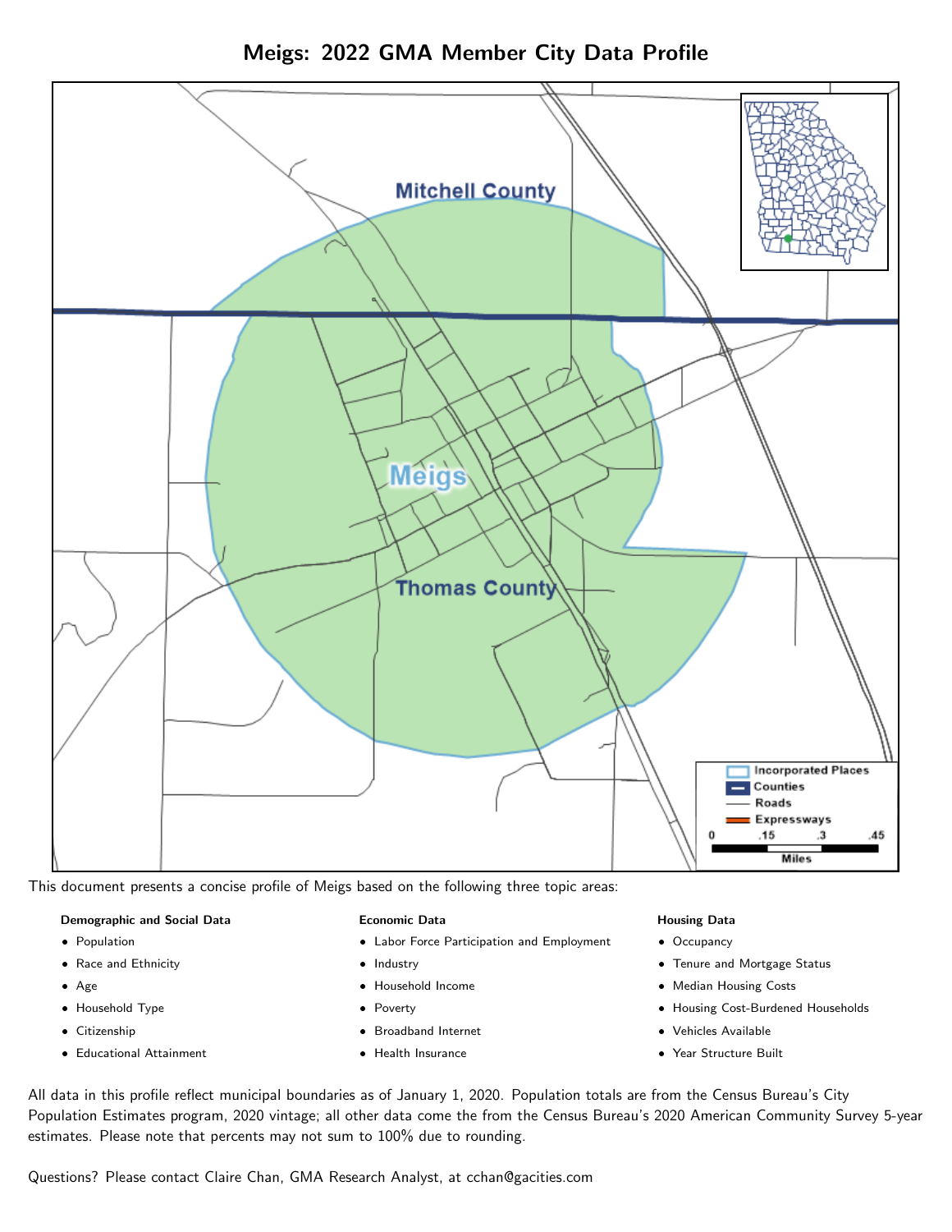# Meigs: 2022 GMA Member City Data Profile

This document presents a concise profile of Meigs based on the following three topic areas:

**Demographic and Social Data**

- Population
- Race and Ethnicity
- Age
- Household Type
- Citizenship
- Educational Attainment

**Economic Data**

- Labor Force Participation and Employment
- Industry
- Household Income
- Poverty
- Broadband Internet
- Health Insurance

**Housing Data**

- Occupancy
- Tenure and Mortgage Status
- Median Housing Costs
- Housing Cost-Burdened Households
- Vehicles Available
- Year Structure Built

All data in this profile reflect municipal boundaries as of January 1, 2020. Population totals are from the Census Bureau's City Population Estimates program, 2020 vintage; all other data come the from the Census Bureau's 2020 American Community Survey 5-year estimates. Please note that percents may not sum to 100% due to rounding.

Questions? Please contact Claire Chan, GMA Research Analyst, at cchan@gacities.com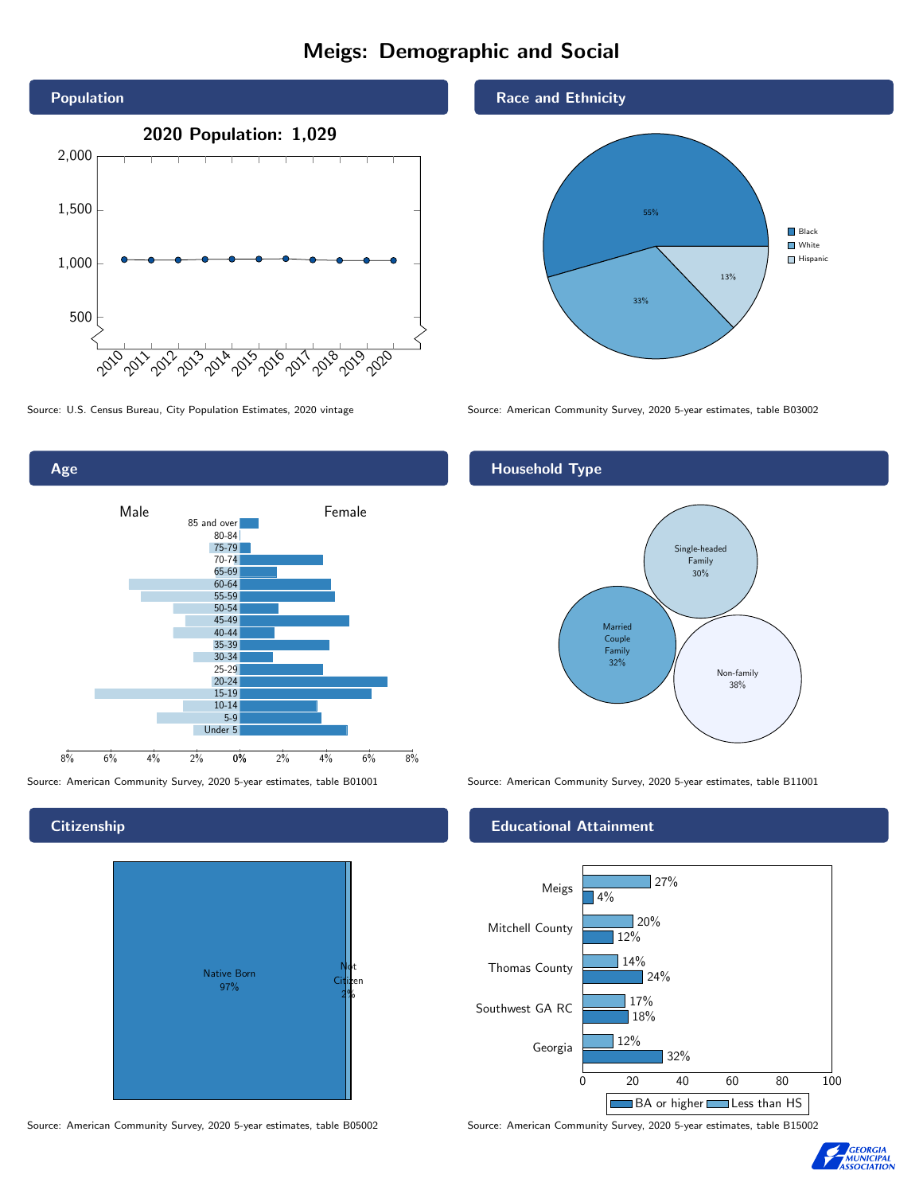# Meigs: Demographic and Social

## Population

2020 Population: 1,029

Source: U.S. Census Bureau, City Population Estimates, 2020 vintage

## Race and Ethnicity

| Race/Ethnicity | Percent |
|---|---|
| Black | 55% |
| White | 33% |
| Hispanic | 13% |

Source: American Community Survey, 2020 5-year estimates, table B03002

## Age

Source: American Community Survey, 2020 5-year estimates, table B01001

## Household Type

| Household Type | Percent |
|---|---|
| Single-headed Family | 30% |
| Married Couple Family | 32% |
| Non-family | 38% |

Source: American Community Survey, 2020 5-year estimates, table B11001

## Citizenship

| Citizenship | Percent |
|---|---|
| Native Born | 97% |
| Not Citizen | 2% |

Source: American Community Survey, 2020 5-year estimates, table B05002

## Educational Attainment

| Area | Less than HS | BA or higher |
|---|---|---|
| Meigs | 27% | 4% |
| Mitchell County | 20% | 12% |
| Thomas County | 14% | 24% |
| Southwest GA RC | 17% | 18% |
| Georgia | 12% | 32% |

Source: American Community Survey, 2020 5-year estimates, table B15002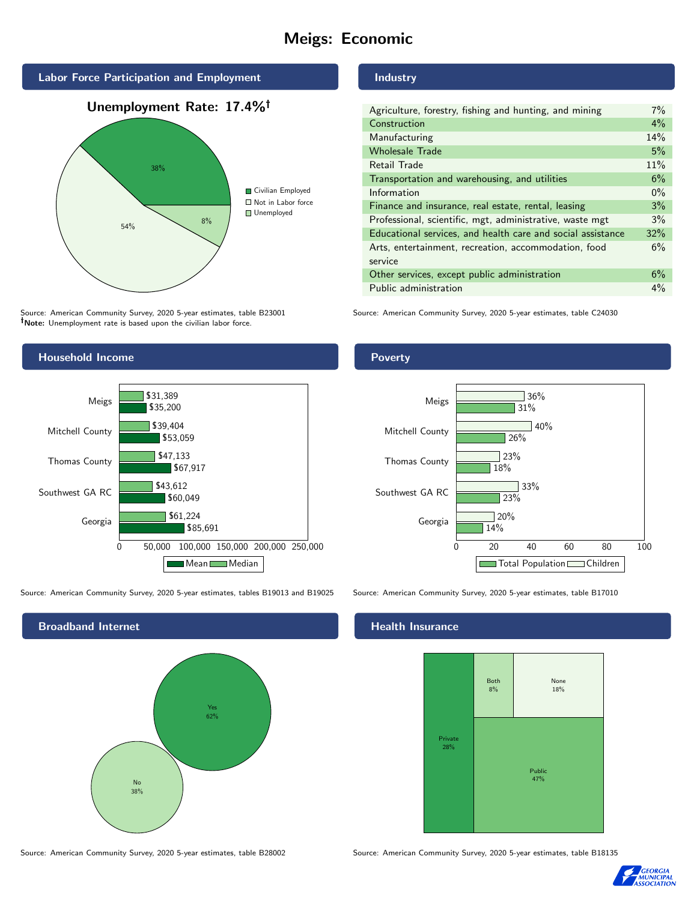# Meigs: Economic

## Labor Force Participation and Employment

**Unemployment Rate: 17.4%†**

| Category | Percent |
|---|---|
| Civilian Employed | 38% |
| Not in Labor force | 54% |
| Unemployed | 8% |

Source: American Community Survey, 2020 5-year estimates, table B23001
**†Note:** Unemployment rate is based upon the civilian labor force.

## Industry

| Industry | Percent |
|---|---|
| Agriculture, forestry, fishing and hunting, and mining | 7% |
| Construction | 4% |
| Manufacturing | 14% |
| Wholesale Trade | 5% |
| Retail Trade | 11% |
| Transportation and warehousing, and utilities | 6% |
| Information | 0% |
| Finance and insurance, real estate, rental, leasing | 3% |
| Professional, scientific, mgt, administrative, waste mgt | 3% |
| Educational services, and health care and social assistance | 32% |
| Arts, entertainment, recreation, accommodation, food service | 6% |
| Other services, except public administration | 6% |
| Public administration | 4% |

Source: American Community Survey, 2020 5-year estimates, table C24030

## Household Income

| Area | Median | Mean |
|---|---|---|
| Meigs | $31,389 | $35,200 |
| Mitchell County | $39,404 | $53,059 |
| Thomas County | $47,133 | $67,917 |
| Southwest GA RC | $43,612 | $60,049 |
| Georgia | $61,224 | $85,691 |

Source: American Community Survey, 2020 5-year estimates, tables B19013 and B19025

## Poverty

| Area | Children | Total Population |
|---|---|---|
| Meigs | 36% | 31% |
| Mitchell County | 40% | 26% |
| Thomas County | 23% | 18% |
| Southwest GA RC | 33% | 23% |
| Georgia | 20% | 14% |

Source: American Community Survey, 2020 5-year estimates, table B17010

## Broadband Internet

| Response | Percent |
|---|---|
| Yes | 62% |
| No | 38% |

Source: American Community Survey, 2020 5-year estimates, table B28002

## Health Insurance

| Type | Percent |
|---|---|
| Private | 28% |
| Both | 8% |
| None | 18% |
| Public | 47% |

Source: American Community Survey, 2020 5-year estimates, table B18135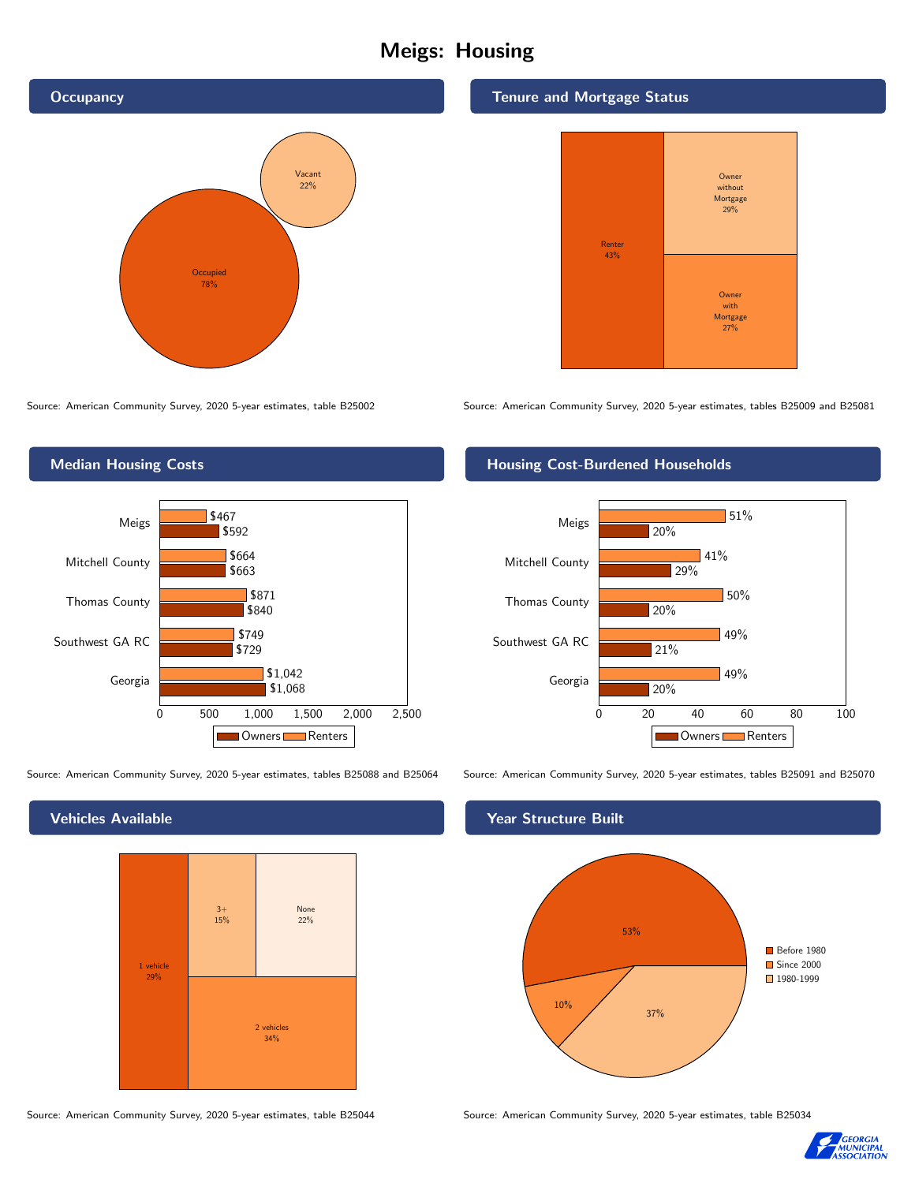# Meigs: Housing

## Occupancy

Vacant
22%

Occupied
78%

Source: American Community Survey, 2020 5-year estimates, table B25002

## Tenure and Mortgage Status

Renter
43%

Owner without Mortgage
29%

Owner with Mortgage
27%

Source: American Community Survey, 2020 5-year estimates, tables B25009 and B25081

## Median Housing Costs

Meigs
$467
$592

Mitchell County
$664
$663

Thomas County
$871
$840

Southwest GA RC
$749
$729

Georgia
$1,042
$1,068

0 500 1,000 1,500 2,000 2,500

Owners Renters

Source: American Community Survey, 2020 5-year estimates, tables B25088 and B25064

## Housing Cost-Burdened Households

Meigs
51%
20%

Mitchell County
41%
29%

Thomas County
50%
20%

Southwest GA RC
49%
21%

Georgia
49%
20%

0 20 40 60 80 100

Owners Renters

Source: American Community Survey, 2020 5-year estimates, tables B25091 and B25070

## Vehicles Available

1 vehicle
29%

3+
15%

None
22%

2 vehicles
34%

Source: American Community Survey, 2020 5-year estimates, table B25044

## Year Structure Built

53%

10%

37%

Before 1980
Since 2000
1980-1999

Source: American Community Survey, 2020 5-year estimates, table B25034